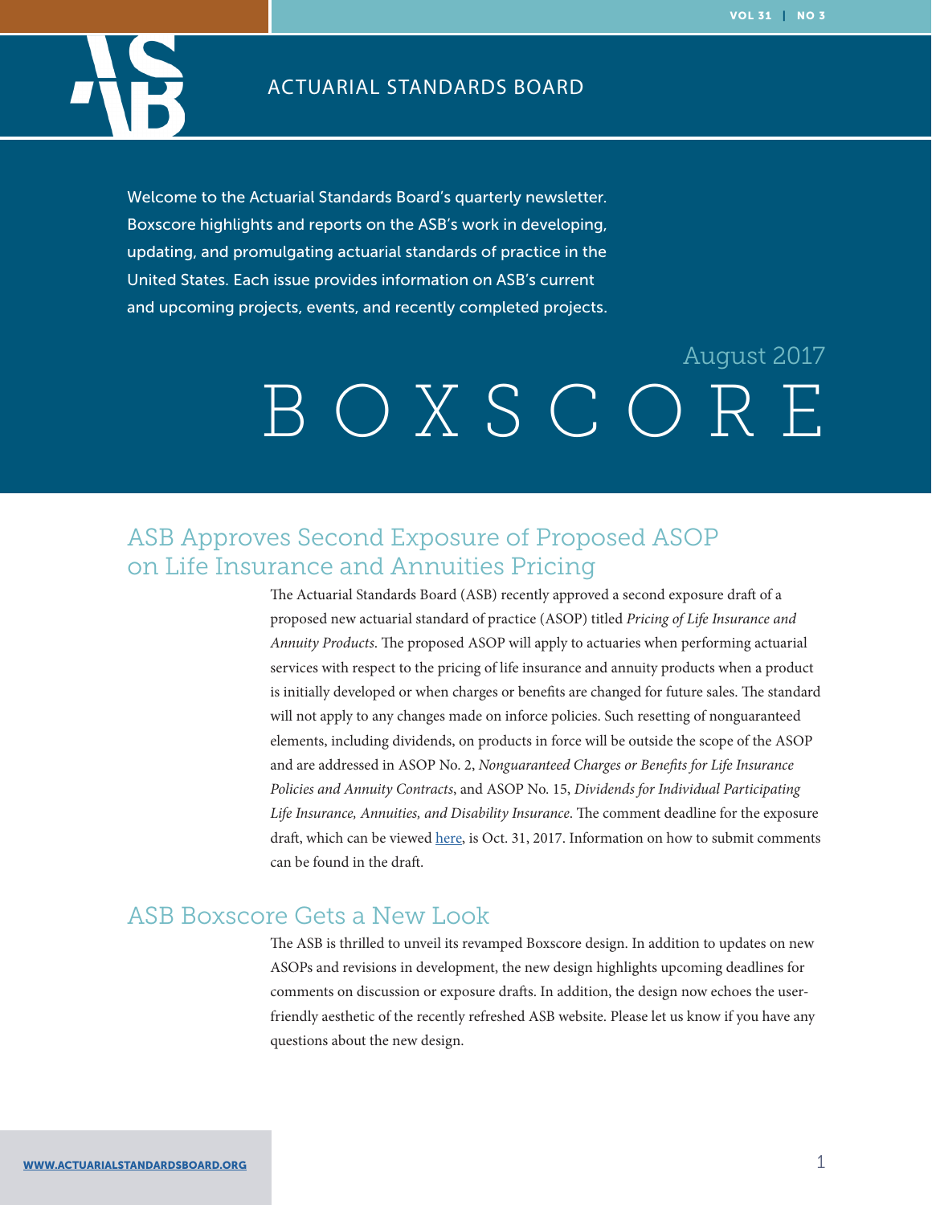ACTUARIAL STANDARDS BOARD

Welcome to the Actuarial Standards Board's quarterly newsletter. Boxscore highlights and reports on the ASB's work in developing, updating, and promulgating actuarial standards of practice in the United States. Each issue provides information on ASB's current and upcoming projects, events, and recently completed projects.

August 2017

# BOXSCORE

## ASB Approves Second Exposure of Proposed ASOP on Life Insurance and Annuities Pricing

The Actuarial Standards Board (ASB) recently approved a second exposure draft of a proposed new actuarial standard of practice (ASOP) titled *Pricing of Life Insurance and Annuity Products*. The proposed ASOP will apply to actuaries when performing actuarial services with respect to the pricing of life insurance and annuity products when a product is initially developed or when charges or benefits are changed for future sales. The standard will not apply to any changes made on inforce policies. Such resetting of nonguaranteed elements, including dividends, on products in force will be outside the scope of the ASOP and are addressed in ASOP No. 2, *Nonguaranteed Charges or Benefits for Life Insurance Policies and Annuity Contracts*, and ASOP No. 15, *Dividends for Individual Participating Life Insurance, Annuities, and Disability Insurance*. The comment deadline for the exposure draft, which can be viewed here, is Oct. 31, 2017. Information on how to submit comments can be found in the draft.

## ASB Boxscore Gets a New Look

The ASB is thrilled to unveil its revamped Boxscore design. In addition to updates on new ASOPs and revisions in development, the new design highlights upcoming deadlines for comments on discussion or exposure drafts. In addition, the design now echoes the user-friendly aesthetic of the recently refreshed ASB website. Please let us know if you have any questions about the new design.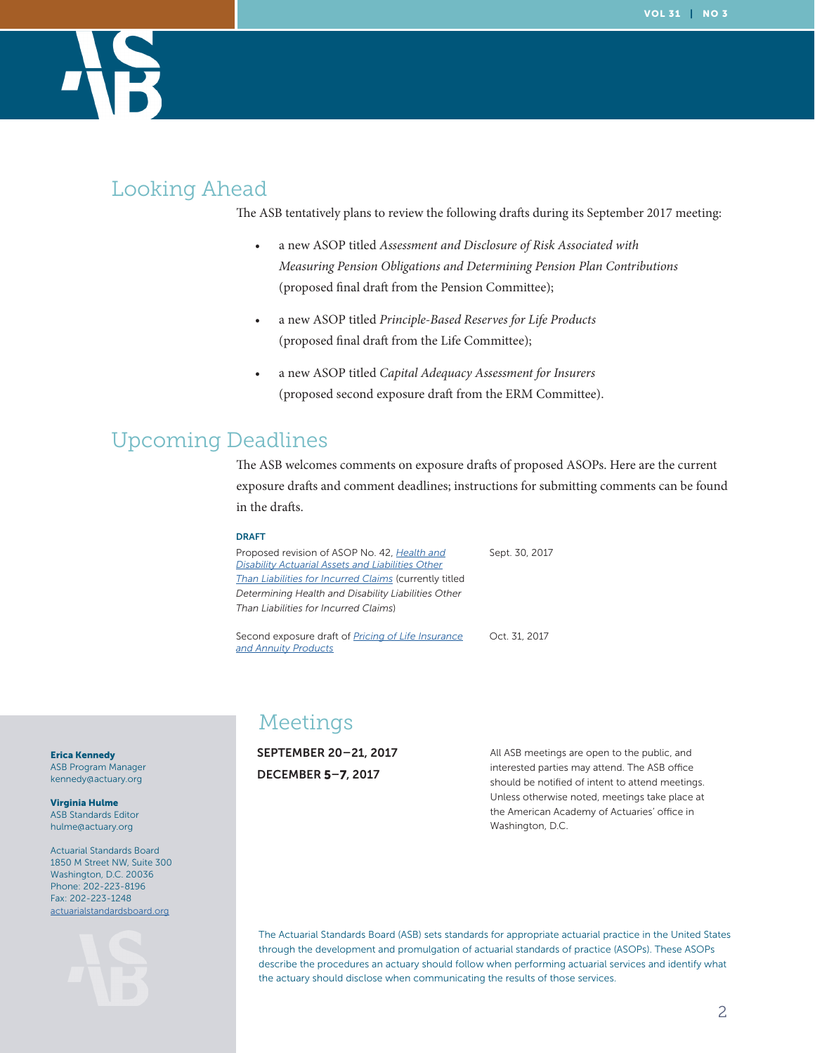## Looking Ahead

The ASB tentatively plans to review the following drafts during its September 2017 meeting:

- a new ASOP titled *Assessment and Disclosure of Risk Associated with Measuring Pension Obligations and Determining Pension Plan Contributions* (proposed final draft from the Pension Committee);
- a new ASOP titled *Principle-Based Reserves for Life Products* (proposed final draft from the Life Committee);
- a new ASOP titled *Capital Adequacy Assessment for Insurers* (proposed second exposure draft from the ERM Committee).

## Upcoming Deadlines

The ASB welcomes comments on exposure drafts of proposed ASOPs. Here are the current exposure drafts and comment deadlines; instructions for submitting comments can be found in the drafts.

| DRAFT | |
|---|---|
| Proposed revision of ASOP No. 42, *Health and Disability Actuarial Assets and Liabilities Other Than Liabilities for Incurred Claims* (currently titled *Determining Health and Disability Liabilities Other Than Liabilities for Incurred Claims*) | Sept. 30, 2017 |
| Second exposure draft of *Pricing of Life Insurance and Annuity Products* | Oct. 31, 2017 |

## Meetings

**SEPTEMBER 20–21, 2017**

**DECEMBER 5–7, 2017**

All ASB meetings are open to the public, and interested parties may attend. The ASB office should be notified of intent to attend meetings. Unless otherwise noted, meetings take place at the American Academy of Actuaries' office in Washington, D.C.

**Erica Kennedy**
ASB Program Manager
kennedy@actuary.org

**Virginia Hulme**
ASB Standards Editor
hulme@actuary.org

Actuarial Standards Board
1850 M Street NW, Suite 300
Washington, D.C. 20036
Phone: 202-223-8196
Fax: 202-223-1248
actuarialstandardsboard.org

The Actuarial Standards Board (ASB) sets standards for appropriate actuarial practice in the United States through the development and promulgation of actuarial standards of practice (ASOPs). These ASOPs describe the procedures an actuary should follow when performing actuarial services and identify what the actuary should disclose when communicating the results of those services.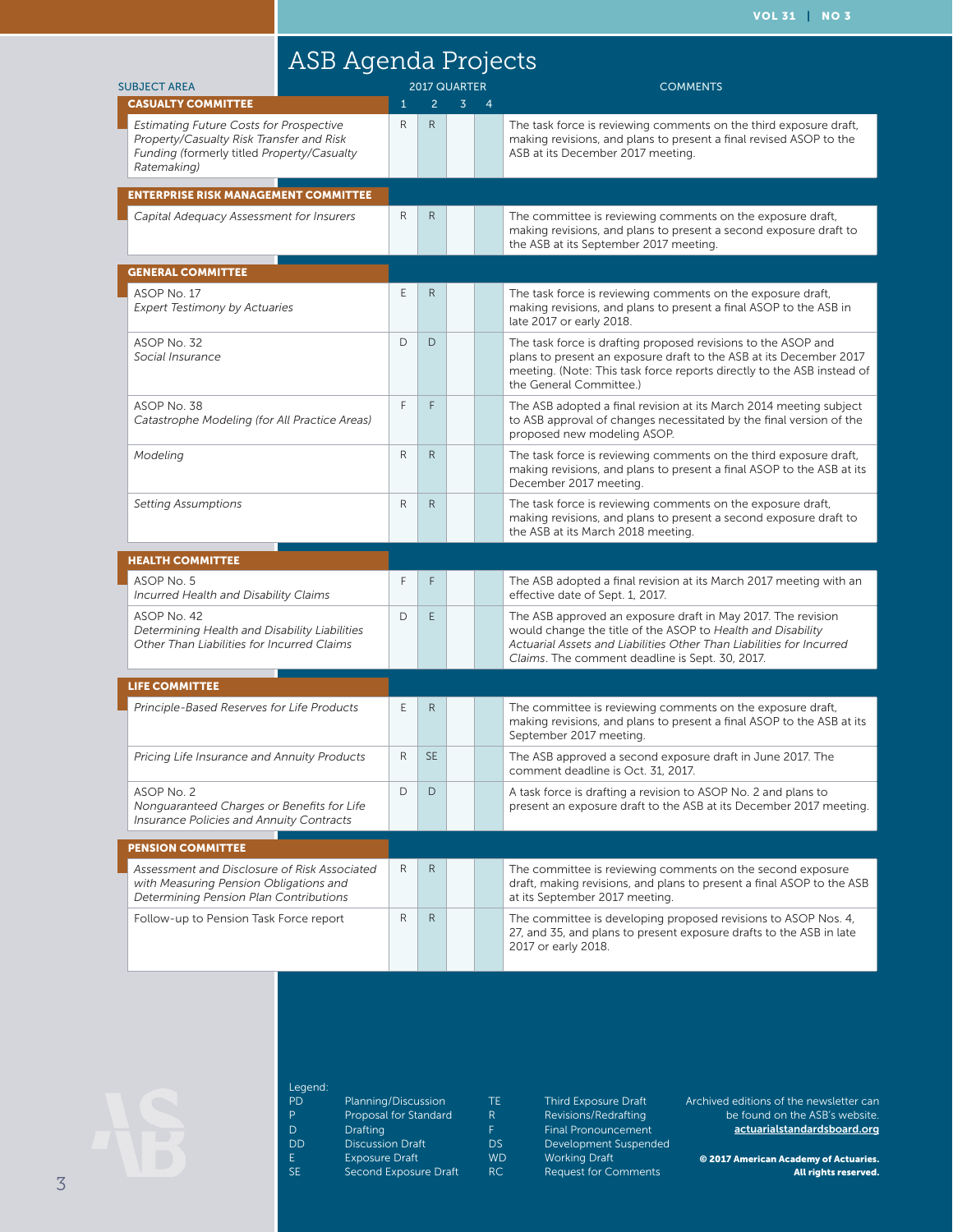# ASB Agenda Projects

| SUBJECT AREA | 2017 QUARTER 1 | 2 | 3 | 4 | COMMENTS |
|---|---|---|---|---|---|
| **CASUALTY COMMITTEE** | | | | | |
| *Estimating Future Costs for Prospective Property/Casualty Risk Transfer and Risk Funding (formerly titled Property/Casualty Ratemaking)* | R | R | | | The task force is reviewing comments on the third exposure draft, making revisions, and plans to present a final revised ASOP to the ASB at its December 2017 meeting. |
| **ENTERPRISE RISK MANAGEMENT COMMITTEE** | | | | | |
| *Capital Adequacy Assessment for Insurers* | R | R | | | The committee is reviewing comments on the exposure draft, making revisions, and plans to present a second exposure draft to the ASB at its September 2017 meeting. |
| **GENERAL COMMITTEE** | | | | | |
| ASOP No. 17 *Expert Testimony by Actuaries* | E | R | | | The task force is reviewing comments on the exposure draft, making revisions, and plans to present a final ASOP to the ASB in late 2017 or early 2018. |
| ASOP No. 32 *Social Insurance* | D | D | | | The task force is drafting proposed revisions to the ASOP and plans to present an exposure draft to the ASB at its December 2017 meeting. (Note: This task force reports directly to the ASB instead of the General Committee.) |
| ASOP No. 38 *Catastrophe Modeling (for All Practice Areas)* | F | F | | | The ASB adopted a final revision at its March 2014 meeting subject to ASB approval of changes necessitated by the final version of the proposed new modeling ASOP. |
| *Modeling* | R | R | | | The task force is reviewing comments on the third exposure draft, making revisions, and plans to present a final ASOP to the ASB at its December 2017 meeting. |
| *Setting Assumptions* | R | R | | | The task force is reviewing comments on the exposure draft, making revisions, and plans to present a second exposure draft to the ASB at its March 2018 meeting. |
| **HEALTH COMMITTEE** | | | | | |
| ASOP No. 5 *Incurred Health and Disability Claims* | F | F | | | The ASB adopted a final revision at its March 2017 meeting with an effective date of Sept. 1, 2017. |
| ASOP No. 42 *Determining Health and Disability Liabilities Other Than Liabilities for Incurred Claims* | D | E | | | The ASB approved an exposure draft in May 2017. The revision would change the title of the ASOP to *Health and Disability Actuarial Assets and Liabilities Other Than Liabilities for Incurred Claims*. The comment deadline is Sept. 30, 2017. |
| **LIFE COMMITTEE** | | | | | |
| *Principle-Based Reserves for Life Products* | E | R | | | The committee is reviewing comments on the exposure draft, making revisions, and plans to present a final ASOP to the ASB at its September 2017 meeting. |
| *Pricing Life Insurance and Annuity Products* | R | SE | | | The ASB approved a second exposure draft in June 2017. The comment deadline is Oct. 31, 2017. |
| ASOP No. 2 *Nonguaranteed Charges or Benefits for Life Insurance Policies and Annuity Contracts* | D | D | | | A task force is drafting a revision to ASOP No. 2 and plans to present an exposure draft to the ASB at its December 2017 meeting. |
| **PENSION COMMITTEE** | | | | | |
| *Assessment and Disclosure of Risk Associated with Measuring Pension Obligations and Determining Pension Plan Contributions* | R | R | | | The committee is reviewing comments on the second exposure draft, making revisions, and plans to present a final ASOP to the ASB at its September 2017 meeting. |
| Follow-up to Pension Task Force report | R | R | | | The committee is developing proposed revisions to ASOP Nos. 4, 27, and 35, and plans to present exposure drafts to the ASB in late 2017 or early 2018. |

Legend:

| | | | |
|---|---|---|---|
| PD | Planning/Discussion | TE | Third Exposure Draft |
| P | Proposal for Standard | R | Revisions/Redrafting |
| D | Drafting | F | Final Pronouncement |
| DD | Discussion Draft | DS | Development Suspended |
| E | Exposure Draft | WD | Working Draft |
| SE | Second Exposure Draft | RC | Request for Comments |

Archived editions of the newsletter can be found on the ASB's website. actuarialstandardsboard.org

**© 2017 American Academy of Actuaries. All rights reserved.**